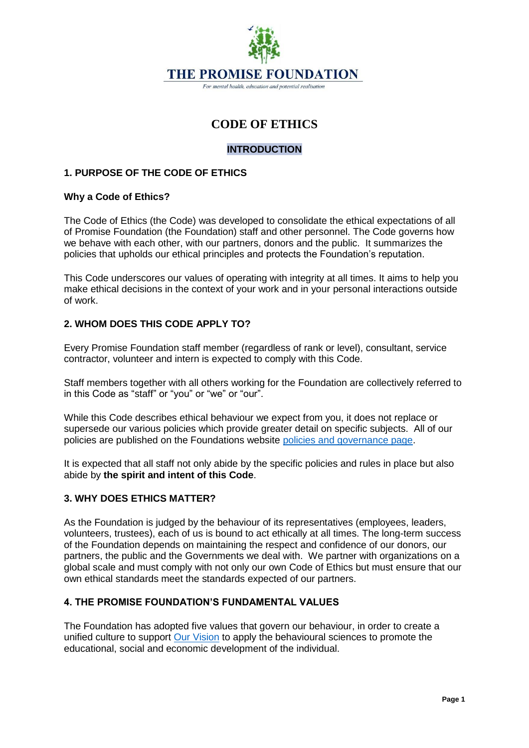# THE PROMISE FOUNDATION

*For mental health, education and potential realisation*

# CODE OF ETHICS

## INTRODUCTION

### 1. PURPOSE OF THE CODE OF ETHICS

**Why a Code of Ethics?**

The Code of Ethics (the Code) was developed to consolidate the ethical expectations of all of Promise Foundation (the Foundation) staff and other personnel. The Code governs how we behave with each other, with our partners, donors and the public. It summarizes the policies that upholds our ethical principles and protects the Foundation's reputation.

This Code underscores our values of operating with integrity at all times. It aims to help you make ethical decisions in the context of your work and in your personal interactions outside of work.

### 2. WHOM DOES THIS CODE APPLY TO?

Every Promise Foundation staff member (regardless of rank or level), consultant, service contractor, volunteer and intern is expected to comply with this Code.

Staff members together with all others working for the Foundation are collectively referred to in this Code as "staff" or "you" or "we" or "our".

While this Code describes ethical behaviour we expect from you, it does not replace or supersede our various policies which provide greater detail on specific subjects. All of our policies are published on the Foundations website policies and governance page.

It is expected that all staff not only abide by the specific policies and rules in place but also abide by **the spirit and intent of this Code**.

### 3. WHY DOES ETHICS MATTER?

As the Foundation is judged by the behaviour of its representatives (employees, leaders, volunteers, trustees), each of us is bound to act ethically at all times. The long-term success of the Foundation depends on maintaining the respect and confidence of our donors, our partners, the public and the Governments we deal with. We partner with organizations on a global scale and must comply with not only our own Code of Ethics but must ensure that our own ethical standards meet the standards expected of our partners.

### 4. THE PROMISE FOUNDATION'S FUNDAMENTAL VALUES

The Foundation has adopted five values that govern our behaviour, in order to create a unified culture to support Our Vision to apply the behavioural sciences to promote the educational, social and economic development of the individual.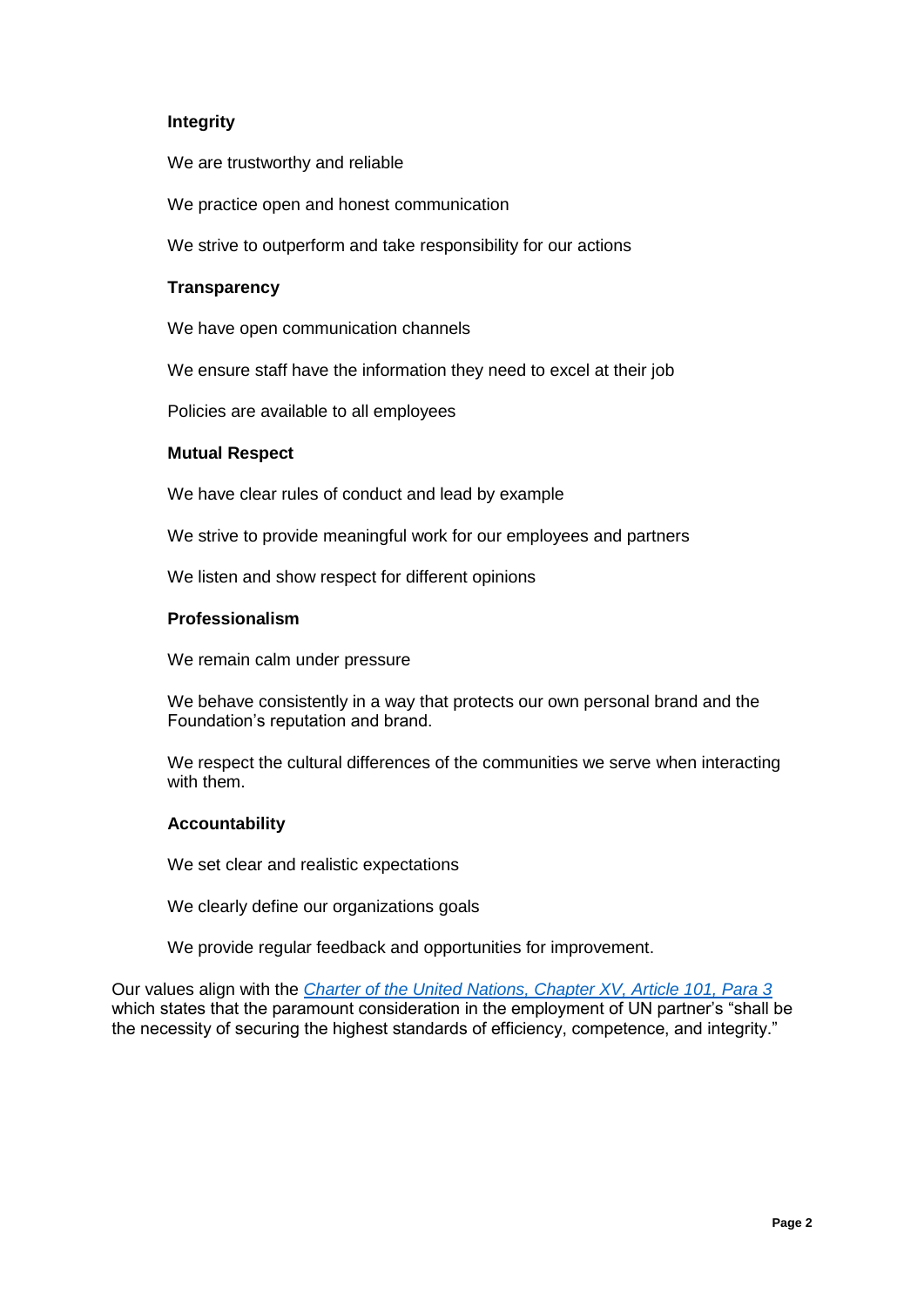**Integrity**

We are trustworthy and reliable

We practice open and honest communication

We strive to outperform and take responsibility for our actions

**Transparency**

We have open communication channels

We ensure staff have the information they need to excel at their job

Policies are available to all employees

**Mutual Respect**

We have clear rules of conduct and lead by example

We strive to provide meaningful work for our employees and partners

We listen and show respect for different opinions

**Professionalism**

We remain calm under pressure

We behave consistently in a way that protects our own personal brand and the Foundation's reputation and brand.

We respect the cultural differences of the communities we serve when interacting with them.

**Accountability**

We set clear and realistic expectations

We clearly define our organizations goals

We provide regular feedback and opportunities for improvement.

Our values align with the *Charter of the United Nations, Chapter XV, Article 101, Para 3* which states that the paramount consideration in the employment of UN partner's "shall be the necessity of securing the highest standards of efficiency, competence, and integrity."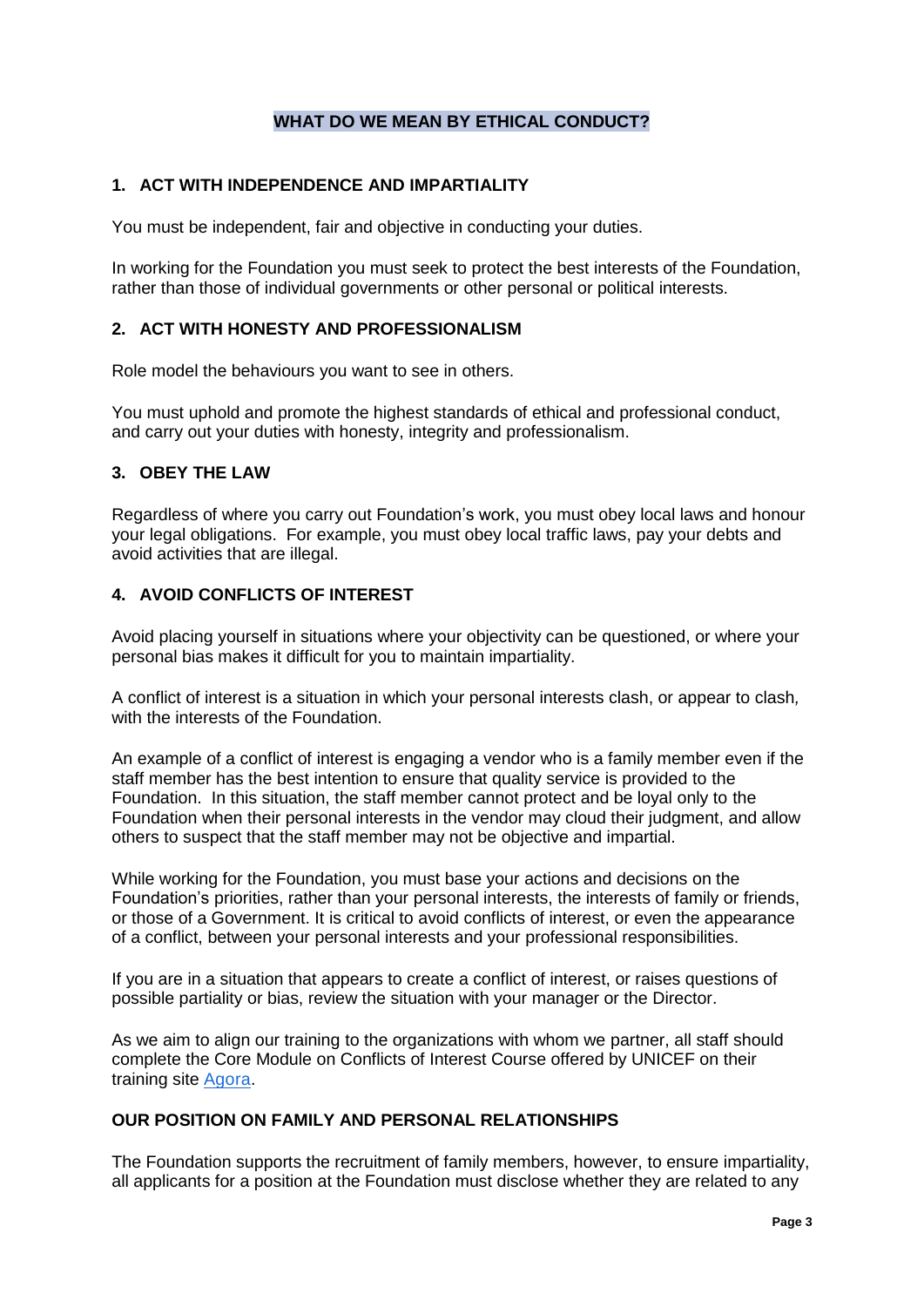## WHAT DO WE MEAN BY ETHICAL CONDUCT?

### 1. ACT WITH INDEPENDENCE AND IMPARTIALITY

You must be independent, fair and objective in conducting your duties.

In working for the Foundation you must seek to protect the best interests of the Foundation, rather than those of individual governments or other personal or political interests.

### 2. ACT WITH HONESTY AND PROFESSIONALISM

Role model the behaviours you want to see in others.

You must uphold and promote the highest standards of ethical and professional conduct, and carry out your duties with honesty, integrity and professionalism.

### 3. OBEY THE LAW

Regardless of where you carry out Foundation's work, you must obey local laws and honour your legal obligations. For example, you must obey local traffic laws, pay your debts and avoid activities that are illegal.

### 4. AVOID CONFLICTS OF INTEREST

Avoid placing yourself in situations where your objectivity can be questioned, or where your personal bias makes it difficult for you to maintain impartiality.

A conflict of interest is a situation in which your personal interests clash, or appear to clash*,* with the interests of the Foundation.

An example of a conflict of interest is engaging a vendor who is a family member even if the staff member has the best intention to ensure that quality service is provided to the Foundation. In this situation, the staff member cannot protect and be loyal only to the Foundation when their personal interests in the vendor may cloud their judgment, and allow others to suspect that the staff member may not be objective and impartial.

While working for the Foundation, you must base your actions and decisions on the Foundation's priorities, rather than your personal interests, the interests of family or friends, or those of a Government. It is critical to avoid conflicts of interest, or even the appearance of a conflict, between your personal interests and your professional responsibilities.

If you are in a situation that appears to create a conflict of interest, or raises questions of possible partiality or bias, review the situation with your manager or the Director.

As we aim to align our training to the organizations with whom we partner, all staff should complete the Core Module on Conflicts of Interest Course offered by UNICEF on their training site Agora.

### OUR POSITION ON FAMILY AND PERSONAL RELATIONSHIPS

The Foundation supports the recruitment of family members, however, to ensure impartiality, all applicants for a position at the Foundation must disclose whether they are related to any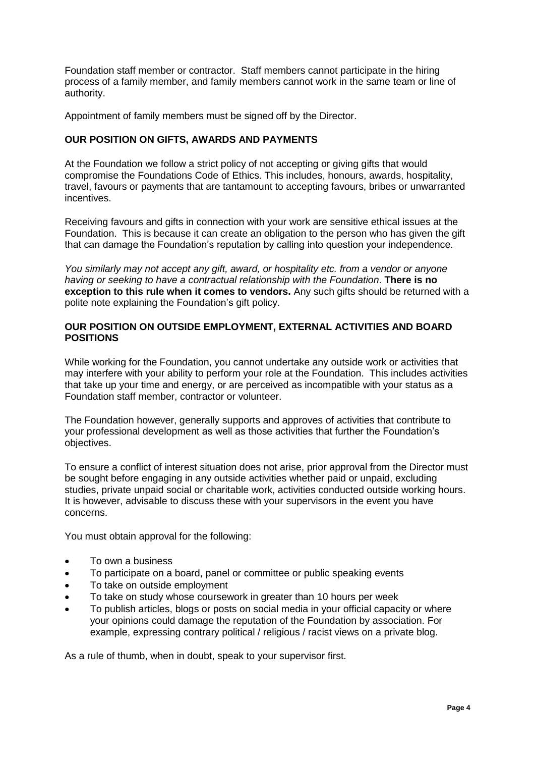Foundation staff member or contractor. Staff members cannot participate in the hiring process of a family member, and family members cannot work in the same team or line of authority.

Appointment of family members must be signed off by the Director.

## OUR POSITION ON GIFTS, AWARDS AND PAYMENTS

At the Foundation we follow a strict policy of not accepting or giving gifts that would compromise the Foundations Code of Ethics. This includes, honours, awards, hospitality, travel, favours or payments that are tantamount to accepting favours, bribes or unwarranted incentives.

Receiving favours and gifts in connection with your work are sensitive ethical issues at the Foundation. This is because it can create an obligation to the person who has given the gift that can damage the Foundation's reputation by calling into question your independence.

*You similarly may not accept any gift, award, or hospitality etc. from a vendor or anyone having or seeking to have a contractual relationship with the Foundation*. **There is no exception to this rule when it comes to vendors.** Any such gifts should be returned with a polite note explaining the Foundation's gift policy.

## OUR POSITION ON OUTSIDE EMPLOYMENT, EXTERNAL ACTIVITIES AND BOARD POSITIONS

While working for the Foundation, you cannot undertake any outside work or activities that may interfere with your ability to perform your role at the Foundation. This includes activities that take up your time and energy, or are perceived as incompatible with your status as a Foundation staff member, contractor or volunteer.

The Foundation however, generally supports and approves of activities that contribute to your professional development as well as those activities that further the Foundation's objectives.

To ensure a conflict of interest situation does not arise, prior approval from the Director must be sought before engaging in any outside activities whether paid or unpaid, excluding studies, private unpaid social or charitable work, activities conducted outside working hours. It is however, advisable to discuss these with your supervisors in the event you have concerns.

You must obtain approval for the following:

- To own a business
- To participate on a board, panel or committee or public speaking events
- To take on outside employment
- To take on study whose coursework in greater than 10 hours per week
- To publish articles, blogs or posts on social media in your official capacity or where your opinions could damage the reputation of the Foundation by association. For example, expressing contrary political / religious / racist views on a private blog.

As a rule of thumb, when in doubt, speak to your supervisor first.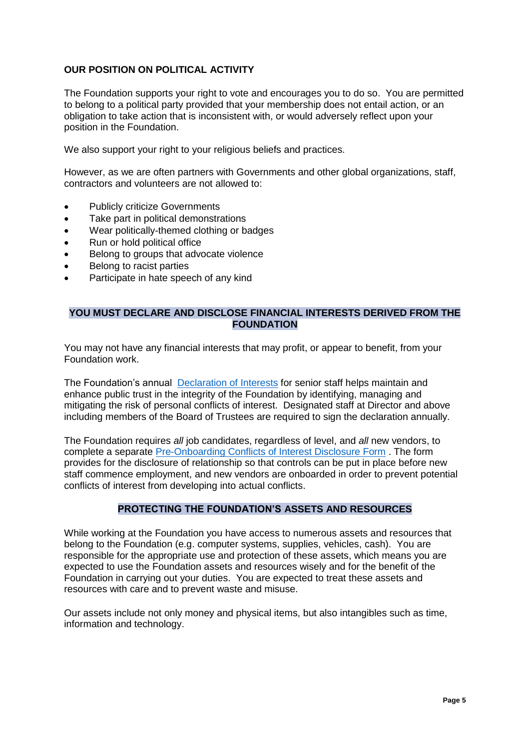## OUR POSITION ON POLITICAL ACTIVITY

The Foundation supports your right to vote and encourages you to do so. You are permitted to belong to a political party provided that your membership does not entail action, or an obligation to take action that is inconsistent with, or would adversely reflect upon your position in the Foundation.

We also support your right to your religious beliefs and practices.

However, as we are often partners with Governments and other global organizations, staff, contractors and volunteers are not allowed to:

- Publicly criticize Governments
- Take part in political demonstrations
- Wear politically-themed clothing or badges
- Run or hold political office
- Belong to groups that advocate violence
- Belong to racist parties
- Participate in hate speech of any kind

## YOU MUST DECLARE AND DISCLOSE FINANCIAL INTERESTS DERIVED FROM THE FOUNDATION

You may not have any financial interests that may profit, or appear to benefit, from your Foundation work.

The Foundation's annual [Declaration of Interests] for senior staff helps maintain and enhance public trust in the integrity of the Foundation by identifying, managing and mitigating the risk of personal conflicts of interest. Designated staff at Director and above including members of the Board of Trustees are required to sign the declaration annually.

The Foundation requires *all* job candidates, regardless of level, and *all* new vendors, to complete a separate [Pre-Onboarding Conflicts of Interest Disclosure Form] . The form provides for the disclosure of relationship so that controls can be put in place before new staff commence employment, and new vendors are onboarded in order to prevent potential conflicts of interest from developing into actual conflicts.

## PROTECTING THE FOUNDATION'S ASSETS AND RESOURCES

While working at the Foundation you have access to numerous assets and resources that belong to the Foundation (e.g. computer systems, supplies, vehicles, cash). You are responsible for the appropriate use and protection of these assets, which means you are expected to use the Foundation assets and resources wisely and for the benefit of the Foundation in carrying out your duties. You are expected to treat these assets and resources with care and to prevent waste and misuse.

Our assets include not only money and physical items, but also intangibles such as time, information and technology.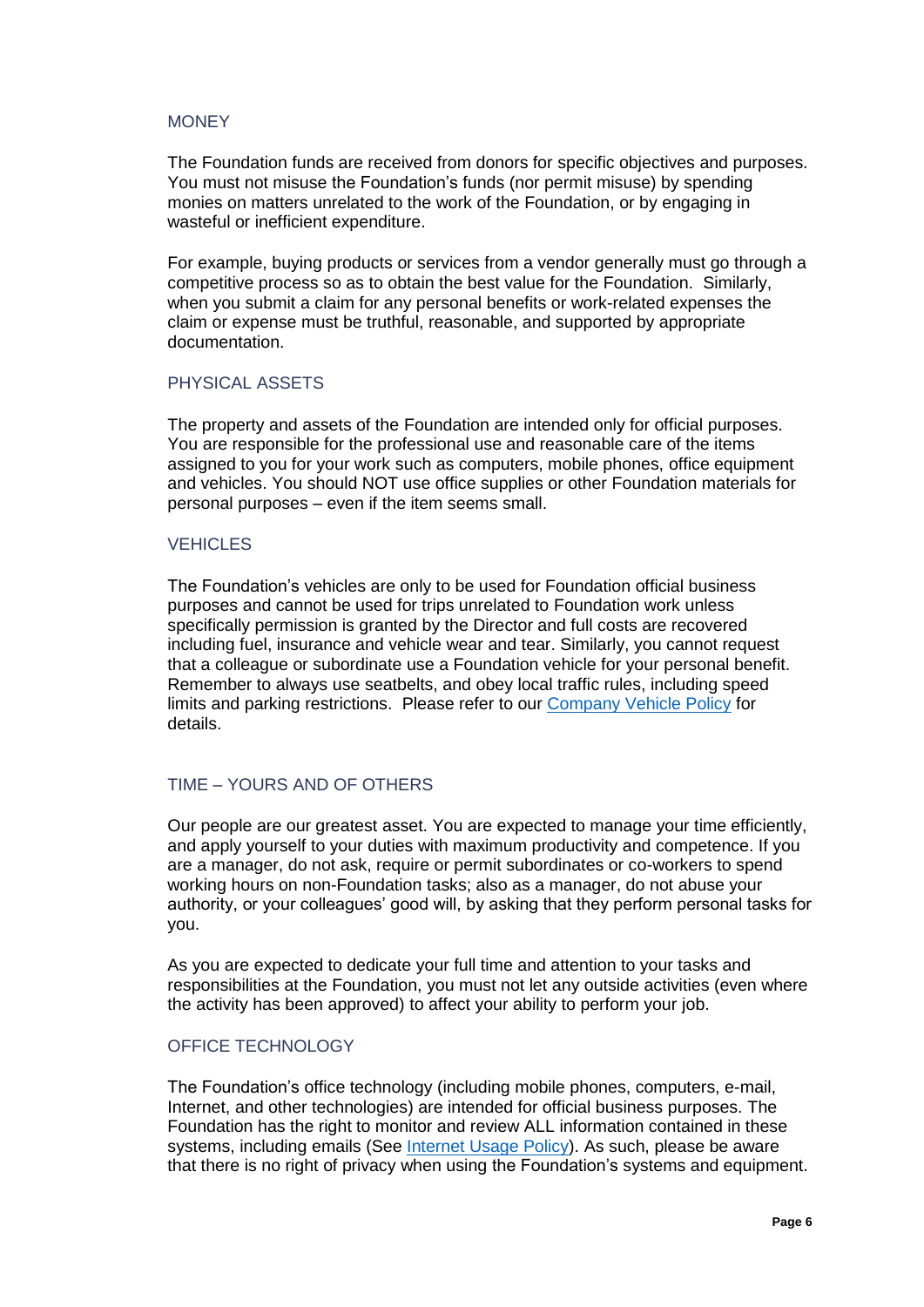## MONEY

The Foundation funds are received from donors for specific objectives and purposes. You must not misuse the Foundation's funds (nor permit misuse) by spending monies on matters unrelated to the work of the Foundation, or by engaging in wasteful or inefficient expenditure.

For example, buying products or services from a vendor generally must go through a competitive process so as to obtain the best value for the Foundation. Similarly, when you submit a claim for any personal benefits or work-related expenses the claim or expense must be truthful, reasonable, and supported by appropriate documentation.

## PHYSICAL ASSETS

The property and assets of the Foundation are intended only for official purposes. You are responsible for the professional use and reasonable care of the items assigned to you for your work such as computers, mobile phones, office equipment and vehicles. You should NOT use office supplies or other Foundation materials for personal purposes – even if the item seems small.

## VEHICLES

The Foundation's vehicles are only to be used for Foundation official business purposes and cannot be used for trips unrelated to Foundation work unless specifically permission is granted by the Director and full costs are recovered including fuel, insurance and vehicle wear and tear. Similarly, you cannot request that a colleague or subordinate use a Foundation vehicle for your personal benefit. Remember to always use seatbelts, and obey local traffic rules, including speed limits and parking restrictions. Please refer to our Company Vehicle Policy for details.

## TIME – YOURS AND OF OTHERS

Our people are our greatest asset. You are expected to manage your time efficiently, and apply yourself to your duties with maximum productivity and competence. If you are a manager, do not ask, require or permit subordinates or co-workers to spend working hours on non-Foundation tasks; also as a manager, do not abuse your authority, or your colleagues' good will, by asking that they perform personal tasks for you.

As you are expected to dedicate your full time and attention to your tasks and responsibilities at the Foundation, you must not let any outside activities (even where the activity has been approved) to affect your ability to perform your job.

## OFFICE TECHNOLOGY

The Foundation's office technology (including mobile phones, computers, e-mail, Internet, and other technologies) are intended for official business purposes. The Foundation has the right to monitor and review ALL information contained in these systems, including emails (See Internet Usage Policy). As such, please be aware that there is no right of privacy when using the Foundation's systems and equipment.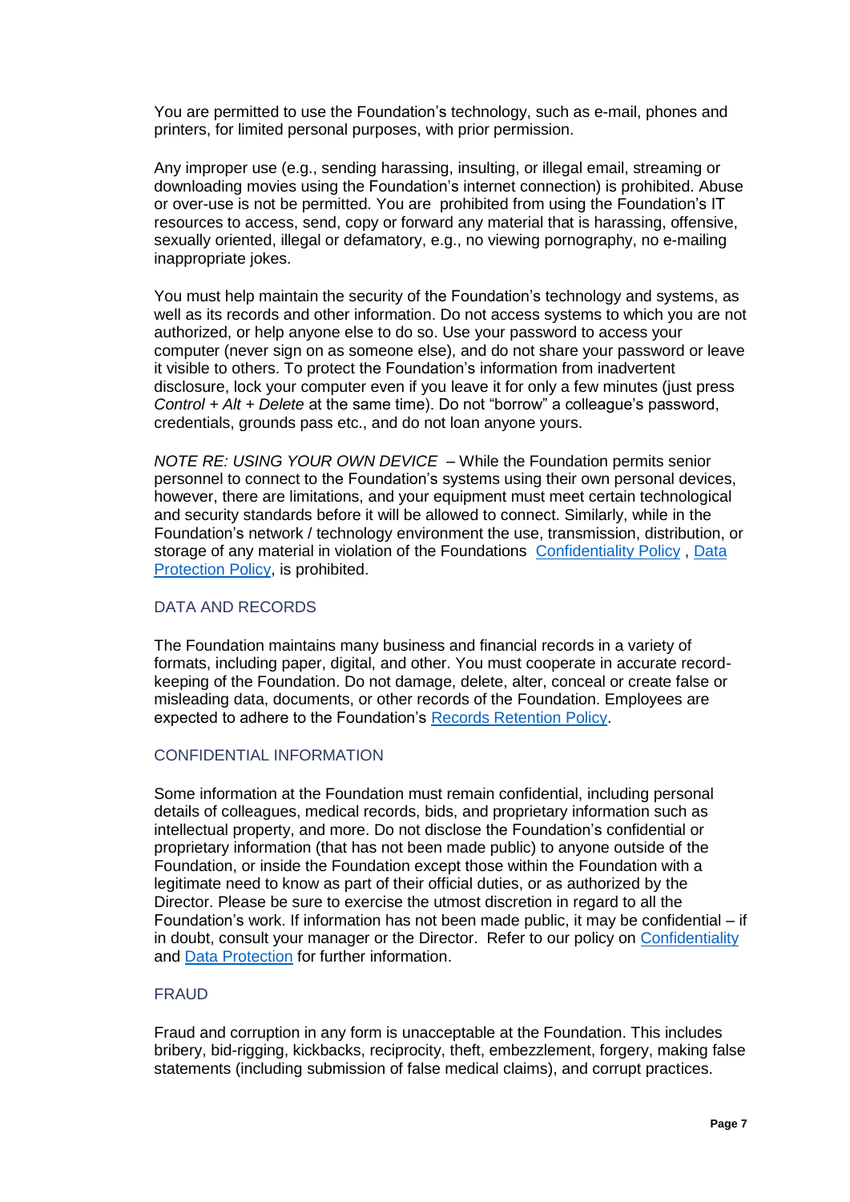You are permitted to use the Foundation's technology, such as e-mail, phones and printers, for limited personal purposes, with prior permission.

Any improper use (e.g., sending harassing, insulting, or illegal email, streaming or downloading movies using the Foundation's internet connection) is prohibited. Abuse or over-use is not be permitted. You are prohibited from using the Foundation's IT resources to access, send, copy or forward any material that is harassing, offensive, sexually oriented, illegal or defamatory, e.g., no viewing pornography, no e-mailing inappropriate jokes.

You must help maintain the security of the Foundation's technology and systems, as well as its records and other information. Do not access systems to which you are not authorized, or help anyone else to do so. Use your password to access your computer (never sign on as someone else), and do not share your password or leave it visible to others. To protect the Foundation's information from inadvertent disclosure, lock your computer even if you leave it for only a few minutes (just press *Control + Alt + Delete* at the same time). Do not "borrow" a colleague's password, credentials, grounds pass etc., and do not loan anyone yours.

*NOTE RE: USING YOUR OWN DEVICE* – While the Foundation permits senior personnel to connect to the Foundation's systems using their own personal devices, however, there are limitations, and your equipment must meet certain technological and security standards before it will be allowed to connect. Similarly, while in the Foundation's network / technology environment the use, transmission, distribution, or storage of any material in violation of the Foundations Confidentiality Policy , Data Protection Policy, is prohibited.

## DATA AND RECORDS

The Foundation maintains many business and financial records in a variety of formats, including paper, digital, and other. You must cooperate in accurate record-keeping of the Foundation. Do not damage, delete, alter, conceal or create false or misleading data, documents, or other records of the Foundation. Employees are expected to adhere to the Foundation's Records Retention Policy.

## CONFIDENTIAL INFORMATION

Some information at the Foundation must remain confidential, including personal details of colleagues, medical records, bids, and proprietary information such as intellectual property, and more. Do not disclose the Foundation's confidential or proprietary information (that has not been made public) to anyone outside of the Foundation, or inside the Foundation except those within the Foundation with a legitimate need to know as part of their official duties, or as authorized by the Director. Please be sure to exercise the utmost discretion in regard to all the Foundation's work. If information has not been made public, it may be confidential – if in doubt, consult your manager or the Director. Refer to our policy on Confidentiality and Data Protection for further information.

## FRAUD

Fraud and corruption in any form is unacceptable at the Foundation. This includes bribery, bid-rigging, kickbacks, reciprocity, theft, embezzlement, forgery, making false statements (including submission of false medical claims), and corrupt practices.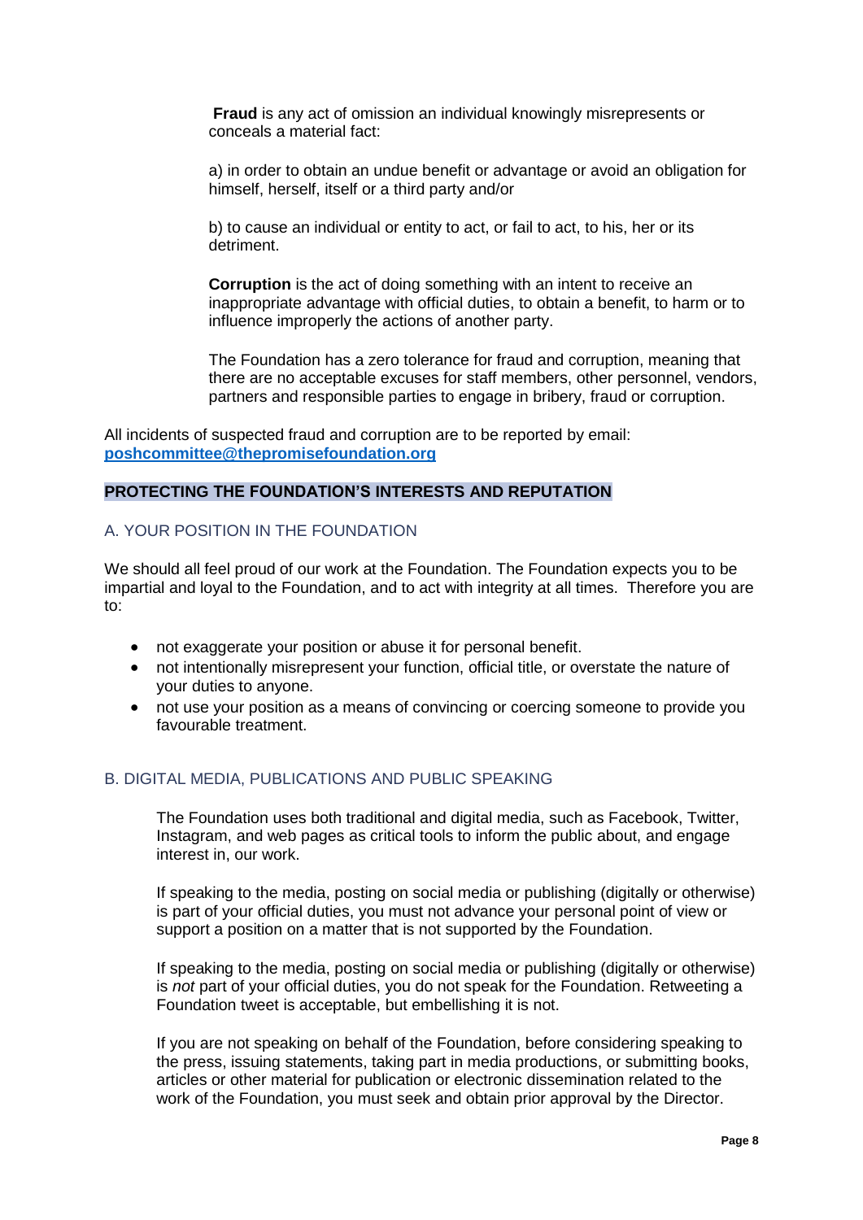**Fraud** is any act of omission an individual knowingly misrepresents or conceals a material fact:

a) in order to obtain an undue benefit or advantage or avoid an obligation for himself, herself, itself or a third party and/or

b) to cause an individual or entity to act, or fail to act, to his, her or its detriment.

**Corruption** is the act of doing something with an intent to receive an inappropriate advantage with official duties, to obtain a benefit, to harm or to influence improperly the actions of another party.

The Foundation has a zero tolerance for fraud and corruption, meaning that there are no acceptable excuses for staff members, other personnel, vendors, partners and responsible parties to engage in bribery, fraud or corruption.

All incidents of suspected fraud and corruption are to be reported by email: **poshcommittee@thepromisefoundation.org**

## PROTECTING THE FOUNDATION'S INTERESTS AND REPUTATION

### A. YOUR POSITION IN THE FOUNDATION

We should all feel proud of our work at the Foundation. The Foundation expects you to be impartial and loyal to the Foundation, and to act with integrity at all times. Therefore you are to:

- not exaggerate your position or abuse it for personal benefit.
- not intentionally misrepresent your function, official title, or overstate the nature of your duties to anyone.
- not use your position as a means of convincing or coercing someone to provide you favourable treatment.

### B. DIGITAL MEDIA, PUBLICATIONS AND PUBLIC SPEAKING

The Foundation uses both traditional and digital media, such as Facebook, Twitter, Instagram, and web pages as critical tools to inform the public about, and engage interest in, our work.

If speaking to the media, posting on social media or publishing (digitally or otherwise) is part of your official duties, you must not advance your personal point of view or support a position on a matter that is not supported by the Foundation.

If speaking to the media, posting on social media or publishing (digitally or otherwise) is *not* part of your official duties, you do not speak for the Foundation. Retweeting a Foundation tweet is acceptable, but embellishing it is not.

If you are not speaking on behalf of the Foundation, before considering speaking to the press, issuing statements, taking part in media productions, or submitting books, articles or other material for publication or electronic dissemination related to the work of the Foundation, you must seek and obtain prior approval by the Director.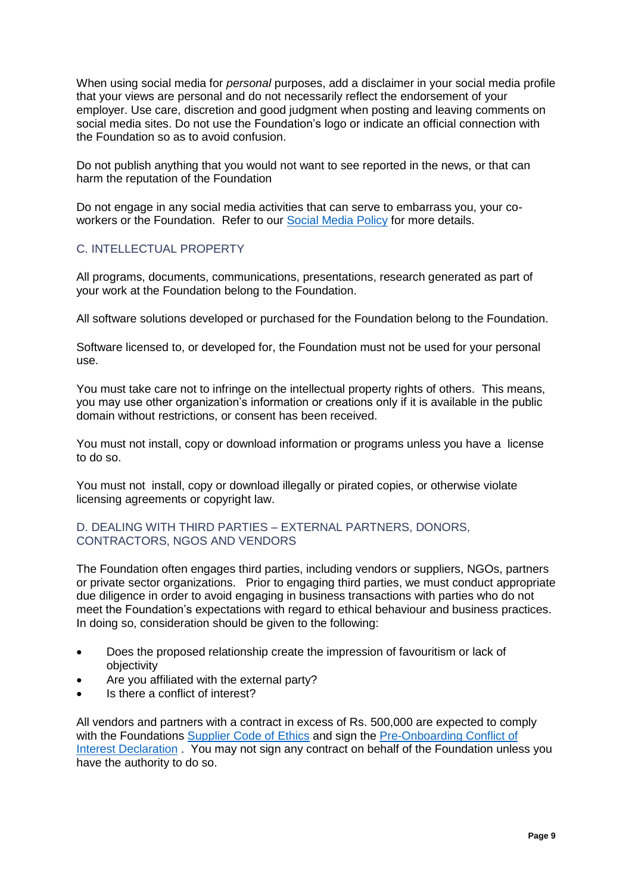When using social media for *personal* purposes, add a disclaimer in your social media profile that your views are personal and do not necessarily reflect the endorsement of your employer. Use care, discretion and good judgment when posting and leaving comments on social media sites. Do not use the Foundation's logo or indicate an official connection with the Foundation so as to avoid confusion.

Do not publish anything that you would not want to see reported in the news, or that can harm the reputation of the Foundation

Do not engage in any social media activities that can serve to embarrass you, your co-workers or the Foundation. Refer to our Social Media Policy for more details.

## C. INTELLECTUAL PROPERTY

All programs, documents, communications, presentations, research generated as part of your work at the Foundation belong to the Foundation.

All software solutions developed or purchased for the Foundation belong to the Foundation.

Software licensed to, or developed for, the Foundation must not be used for your personal use.

You must take care not to infringe on the intellectual property rights of others. This means, you may use other organization's information or creations only if it is available in the public domain without restrictions, or consent has been received.

You must not install, copy or download information or programs unless you have a license to do so.

You must not install, copy or download illegally or pirated copies, or otherwise violate licensing agreements or copyright law.

## D. DEALING WITH THIRD PARTIES – EXTERNAL PARTNERS, DONORS, CONTRACTORS, NGOS AND VENDORS

The Foundation often engages third parties, including vendors or suppliers, NGOs, partners or private sector organizations. Prior to engaging third parties, we must conduct appropriate due diligence in order to avoid engaging in business transactions with parties who do not meet the Foundation's expectations with regard to ethical behaviour and business practices. In doing so, consideration should be given to the following:

- Does the proposed relationship create the impression of favouritism or lack of objectivity
- Are you affiliated with the external party?
- Is there a conflict of interest?

All vendors and partners with a contract in excess of Rs. 500,000 are expected to comply with the Foundations Supplier Code of Ethics and sign the Pre-Onboarding Conflict of Interest Declaration . You may not sign any contract on behalf of the Foundation unless you have the authority to do so.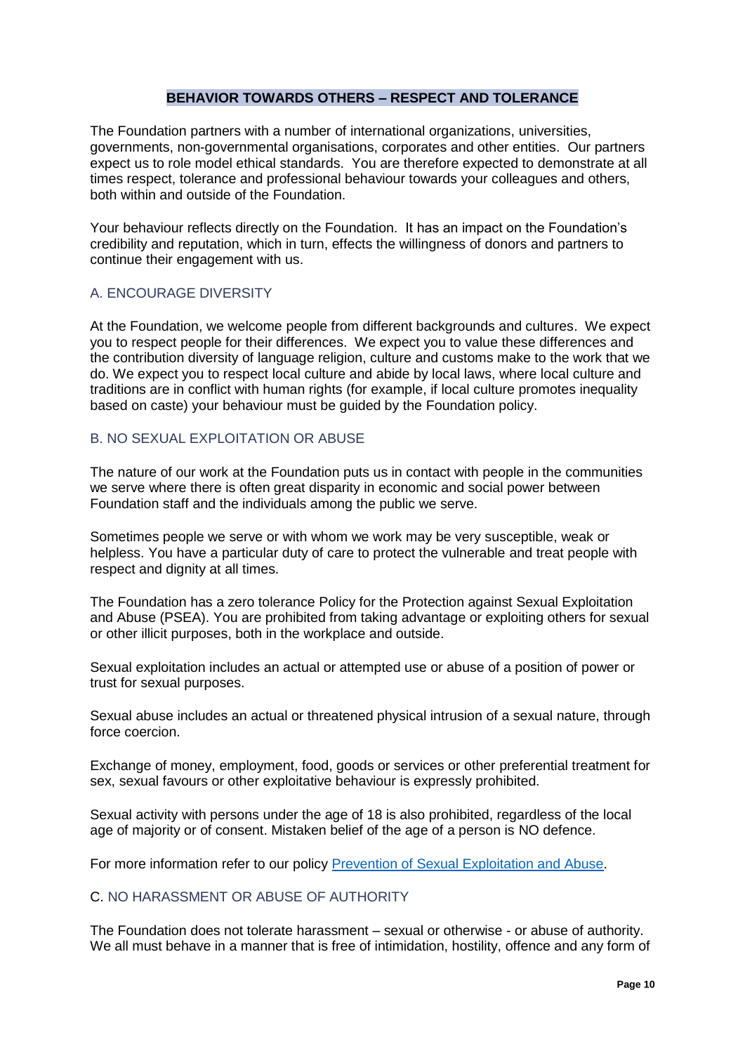## BEHAVIOR TOWARDS OTHERS – RESPECT AND TOLERANCE

The Foundation partners with a number of international organizations, universities, governments, non-governmental organisations, corporates and other entities. Our partners expect us to role model ethical standards. You are therefore expected to demonstrate at all times respect, tolerance and professional behaviour towards your colleagues and others, both within and outside of the Foundation.

Your behaviour reflects directly on the Foundation. It has an impact on the Foundation's credibility and reputation, which in turn, effects the willingness of donors and partners to continue their engagement with us.

### A. ENCOURAGE DIVERSITY

At the Foundation, we welcome people from different backgrounds and cultures. We expect you to respect people for their differences. We expect you to value these differences and the contribution diversity of language religion, culture and customs make to the work that we do. We expect you to respect local culture and abide by local laws, where local culture and traditions are in conflict with human rights (for example, if local culture promotes inequality based on caste) your behaviour must be guided by the Foundation policy.

### B. NO SEXUAL EXPLOITATION OR ABUSE

The nature of our work at the Foundation puts us in contact with people in the communities we serve where there is often great disparity in economic and social power between Foundation staff and the individuals among the public we serve.

Sometimes people we serve or with whom we work may be very susceptible, weak or helpless. You have a particular duty of care to protect the vulnerable and treat people with respect and dignity at all times.

The Foundation has a zero tolerance Policy for the Protection against Sexual Exploitation and Abuse (PSEA). You are prohibited from taking advantage or exploiting others for sexual or other illicit purposes, both in the workplace and outside.

Sexual exploitation includes an actual or attempted use or abuse of a position of power or trust for sexual purposes.

Sexual abuse includes an actual or threatened physical intrusion of a sexual nature, through force coercion.

Exchange of money, employment, food, goods or services or other preferential treatment for sex, sexual favours or other exploitative behaviour is expressly prohibited.

Sexual activity with persons under the age of 18 is also prohibited, regardless of the local age of majority or of consent. Mistaken belief of the age of a person is NO defence.

For more information refer to our policy Prevention of Sexual Exploitation and Abuse.

### C. NO HARASSMENT OR ABUSE OF AUTHORITY

The Foundation does not tolerate harassment – sexual or otherwise - or abuse of authority. We all must behave in a manner that is free of intimidation, hostility, offence and any form of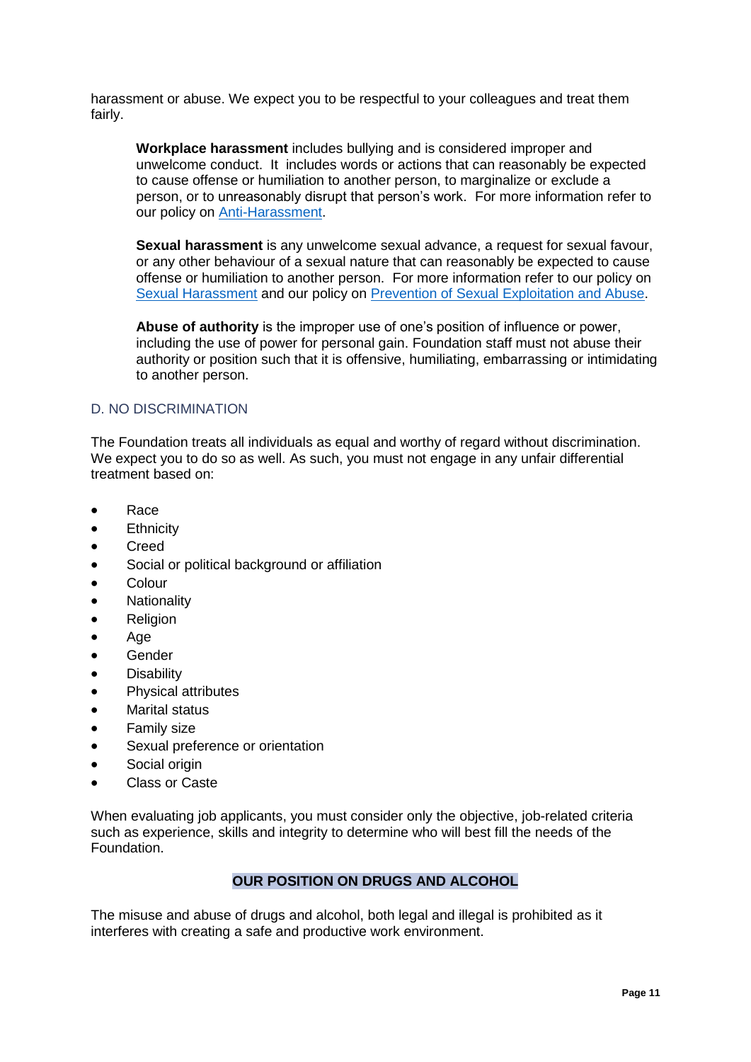harassment or abuse. We expect you to be respectful to your colleagues and treat them fairly.

> **Workplace harassment** includes bullying and is considered improper and unwelcome conduct. It includes words or actions that can reasonably be expected to cause offense or humiliation to another person, to marginalize or exclude a person, or to unreasonably disrupt that person's work. For more information refer to our policy on Anti-Harassment.
>
> **Sexual harassment** is any unwelcome sexual advance, a request for sexual favour, or any other behaviour of a sexual nature that can reasonably be expected to cause offense or humiliation to another person. For more information refer to our policy on Sexual Harassment and our policy on Prevention of Sexual Exploitation and Abuse.
>
> **Abuse of authority** is the improper use of one's position of influence or power, including the use of power for personal gain. Foundation staff must not abuse their authority or position such that it is offensive, humiliating, embarrassing or intimidating to another person.

### D. NO DISCRIMINATION

The Foundation treats all individuals as equal and worthy of regard without discrimination. We expect you to do so as well. As such, you must not engage in any unfair differential treatment based on:

- Race
- Ethnicity
- Creed
- Social or political background or affiliation
- Colour
- Nationality
- Religion
- Age
- Gender
- Disability
- Physical attributes
- Marital status
- Family size
- Sexual preference or orientation
- Social origin
- Class or Caste

When evaluating job applicants, you must consider only the objective, job-related criteria such as experience, skills and integrity to determine who will best fill the needs of the Foundation.

## OUR POSITION ON DRUGS AND ALCOHOL

The misuse and abuse of drugs and alcohol, both legal and illegal is prohibited as it interferes with creating a safe and productive work environment.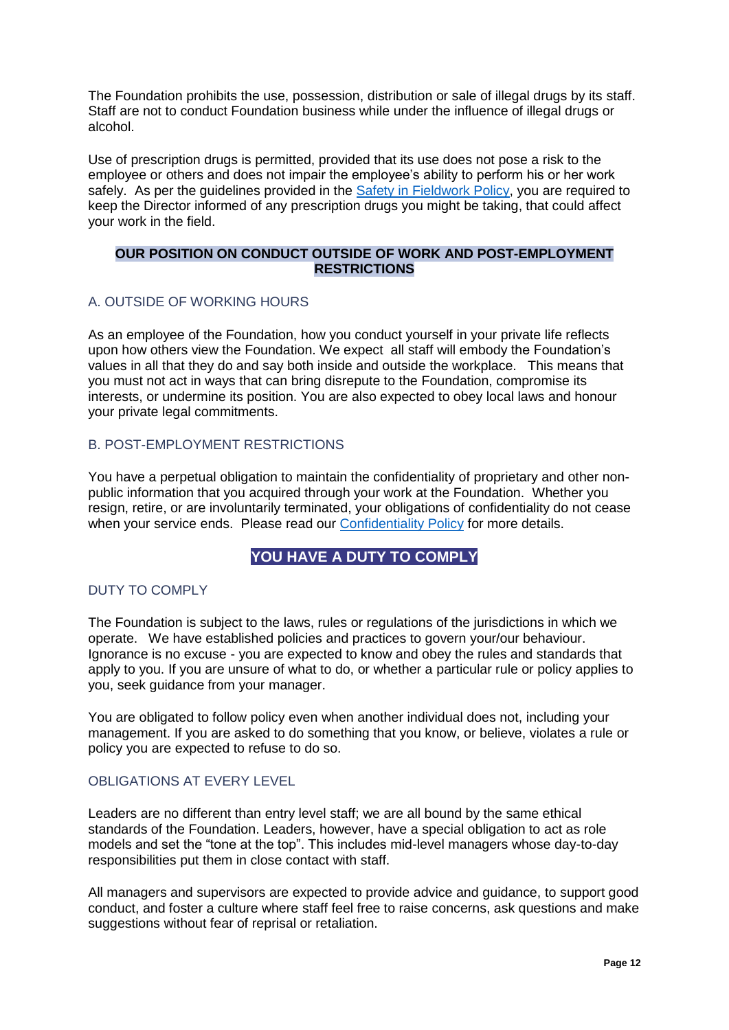The Foundation prohibits the use, possession, distribution or sale of illegal drugs by its staff. Staff are not to conduct Foundation business while under the influence of illegal drugs or alcohol.

Use of prescription drugs is permitted, provided that its use does not pose a risk to the employee or others and does not impair the employee's ability to perform his or her work safely. As per the guidelines provided in the Safety in Fieldwork Policy, you are required to keep the Director informed of any prescription drugs you might be taking, that could affect your work in the field.

## OUR POSITION ON CONDUCT OUTSIDE OF WORK AND POST-EMPLOYMENT RESTRICTIONS

### A. OUTSIDE OF WORKING HOURS

As an employee of the Foundation, how you conduct yourself in your private life reflects upon how others view the Foundation. We expect all staff will embody the Foundation's values in all that they do and say both inside and outside the workplace. This means that you must not act in ways that can bring disrepute to the Foundation, compromise its interests, or undermine its position. You are also expected to obey local laws and honour your private legal commitments.

### B. POST-EMPLOYMENT RESTRICTIONS

You have a perpetual obligation to maintain the confidentiality of proprietary and other non-public information that you acquired through your work at the Foundation. Whether you resign, retire, or are involuntarily terminated, your obligations of confidentiality do not cease when your service ends. Please read our Confidentiality Policy for more details.

## YOU HAVE A DUTY TO COMPLY

### DUTY TO COMPLY

The Foundation is subject to the laws, rules or regulations of the jurisdictions in which we operate. We have established policies and practices to govern your/our behaviour. Ignorance is no excuse - you are expected to know and obey the rules and standards that apply to you. If you are unsure of what to do, or whether a particular rule or policy applies to you, seek guidance from your manager.

You are obligated to follow policy even when another individual does not, including your management. If you are asked to do something that you know, or believe, violates a rule or policy you are expected to refuse to do so.

### OBLIGATIONS AT EVERY LEVEL

Leaders are no different than entry level staff; we are all bound by the same ethical standards of the Foundation. Leaders, however, have a special obligation to act as role models and set the "tone at the top". This includes mid-level managers whose day-to-day responsibilities put them in close contact with staff.

All managers and supervisors are expected to provide advice and guidance, to support good conduct, and foster a culture where staff feel free to raise concerns, ask questions and make suggestions without fear of reprisal or retaliation.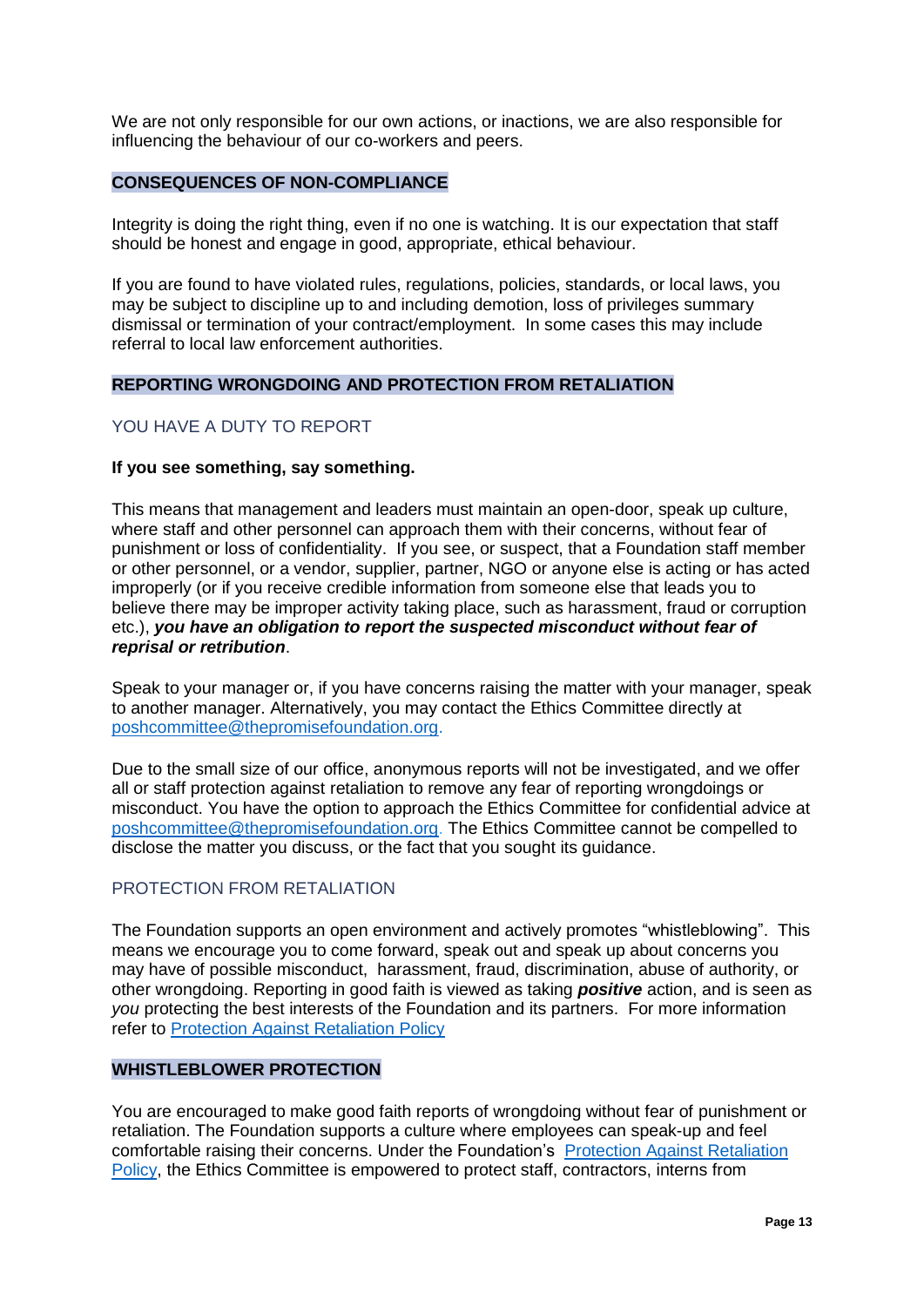We are not only responsible for our own actions, or inactions, we are also responsible for influencing the behaviour of our co-workers and peers.

## CONSEQUENCES OF NON-COMPLIANCE

Integrity is doing the right thing, even if no one is watching. It is our expectation that staff should be honest and engage in good, appropriate, ethical behaviour.

If you are found to have violated rules, regulations, policies, standards, or local laws, you may be subject to discipline up to and including demotion, loss of privileges summary dismissal or termination of your contract/employment. In some cases this may include referral to local law enforcement authorities.

## REPORTING WRONGDOING AND PROTECTION FROM RETALIATION

### YOU HAVE A DUTY TO REPORT

**If you see something, say something.**

This means that management and leaders must maintain an open-door, speak up culture, where staff and other personnel can approach them with their concerns, without fear of punishment or loss of confidentiality. If you see, or suspect, that a Foundation staff member or other personnel, or a vendor, supplier, partner, NGO or anyone else is acting or has acted improperly (or if you receive credible information from someone else that leads you to believe there may be improper activity taking place, such as harassment, fraud or corruption etc.), ***you have an obligation to report the suspected misconduct without fear of reprisal or retribution***.

Speak to your manager or, if you have concerns raising the matter with your manager, speak to another manager. Alternatively, you may contact the Ethics Committee directly at [poshcommittee@thepromisefoundation.org](mailto:poshcommittee@thepromisefoundation.org).

Due to the small size of our office, anonymous reports will not be investigated, and we offer all or staff protection against retaliation to remove any fear of reporting wrongdoings or misconduct. You have the option to approach the Ethics Committee for confidential advice at [poshcommittee@thepromisefoundation.org](mailto:poshcommittee@thepromisefoundation.org). The Ethics Committee cannot be compelled to disclose the matter you discuss, or the fact that you sought its guidance.

### PROTECTION FROM RETALIATION

The Foundation supports an open environment and actively promotes "whistleblowing". This means we encourage you to come forward, speak out and speak up about concerns you may have of possible misconduct, harassment, fraud, discrimination, abuse of authority, or other wrongdoing. Reporting in good faith is viewed as taking ***positive*** action, and is seen as *you* protecting the best interests of the Foundation and its partners. For more information refer to [Protection Against Retaliation Policy]()

## WHISTLEBLOWER PROTECTION

You are encouraged to make good faith reports of wrongdoing without fear of punishment or retaliation. The Foundation supports a culture where employees can speak-up and feel comfortable raising their concerns. Under the Foundation's [Protection Against Retaliation Policy](), the Ethics Committee is empowered to protect staff, contractors, interns from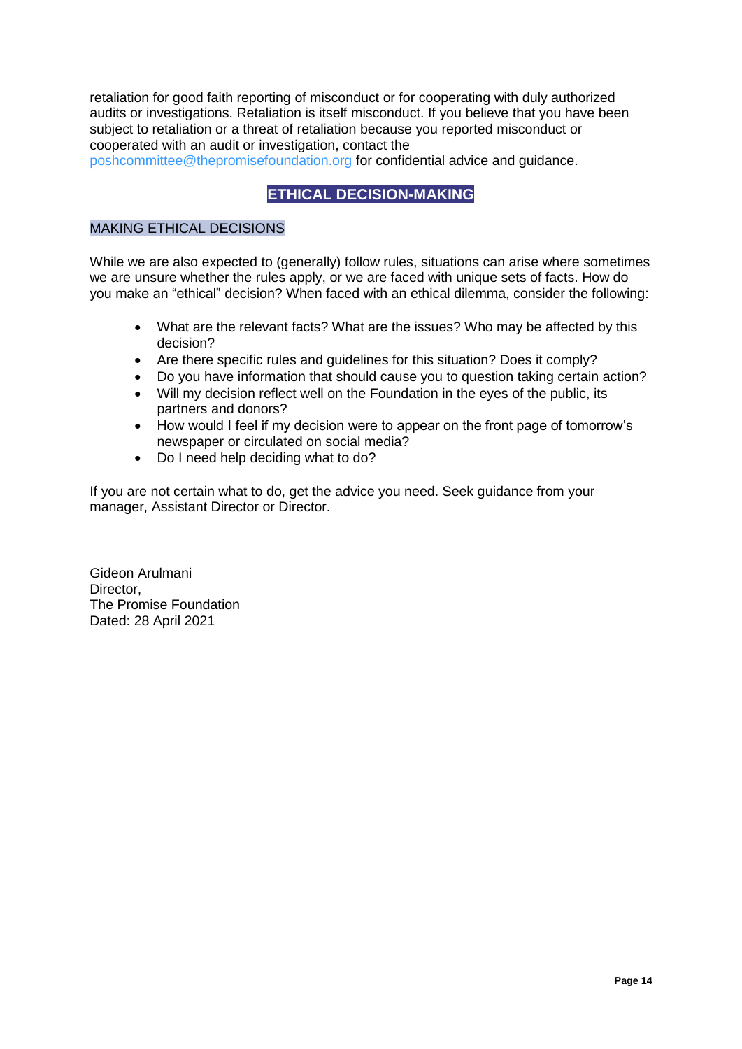retaliation for good faith reporting of misconduct or for cooperating with duly authorized audits or investigations. Retaliation is itself misconduct. If you believe that you have been subject to retaliation or a threat of retaliation because you reported misconduct or cooperated with an audit or investigation, contact the poshcommittee@thepromisefoundation.org for confidential advice and guidance.

## ETHICAL DECISION-MAKING

### MAKING ETHICAL DECISIONS

While we are also expected to (generally) follow rules, situations can arise where sometimes we are unsure whether the rules apply, or we are faced with unique sets of facts. How do you make an "ethical" decision? When faced with an ethical dilemma, consider the following:

- What are the relevant facts? What are the issues? Who may be affected by this decision?
- Are there specific rules and guidelines for this situation? Does it comply?
- Do you have information that should cause you to question taking certain action?
- Will my decision reflect well on the Foundation in the eyes of the public, its partners and donors?
- How would I feel if my decision were to appear on the front page of tomorrow's newspaper or circulated on social media?
- Do I need help deciding what to do?

If you are not certain what to do, get the advice you need. Seek guidance from your manager, Assistant Director or Director.

Gideon Arulmani
Director,
The Promise Foundation
Dated: 28 April 2021